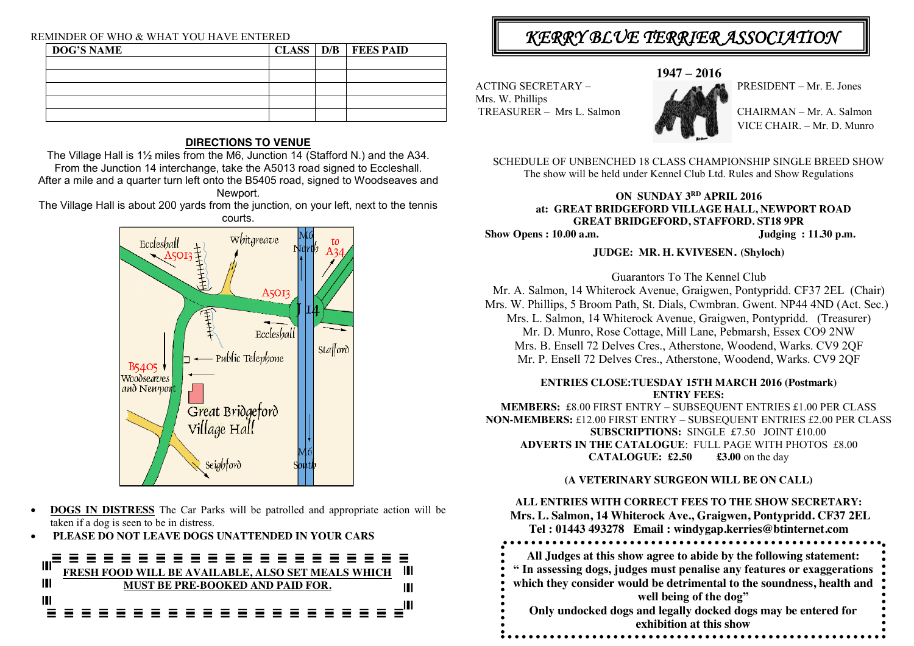REMINDER OF WHO & WHAT YOU HAVE ENTERED

| DOG'S NAME | CLASS | D/B | FEES PAID |
|---|---|---|---|
| | | | |
| | | | |
| | | | |
| | | | |
| | | | |

**DIRECTIONS TO VENUE**

The Village Hall is 1½ miles from the M6, Junction 14 (Stafford N.) and the A34. From the Junction 14 interchange, take the A5013 road signed to Eccleshall. After a mile and a quarter turn left onto the B5405 road, signed to Woodseaves and Newport.

The Village Hall is about 200 yards from the junction, on your left, next to the tennis courts.

- **DOGS IN DISTRESS** The Car Parks will be patrolled and appropriate action will be taken if a dog is seen to be in distress.
- **PLEASE DO NOT LEAVE DOGS UNATTENDED IN YOUR CARS**

**FRESH FOOD WILL BE AVAILABLE, ALSO SET MEALS WHICH MUST BE PRE-BOOKED AND PAID FOR.**

# *KERRY BLUE TERRIER ASSOCIATION*

**1947 – 2016**

ACTING SECRETARY – Mrs. W. Phillips
TREASURER – Mrs L. Salmon

PRESIDENT – Mr. E. Jones
CHAIRMAN – Mr. A. Salmon
VICE CHAIR. – Mr. D. Munro

SCHEDULE OF UNBENCHED 18 CLASS CHAMPIONSHIP SINGLE BREED SHOW
The show will be held under Kennel Club Ltd. Rules and Show Regulations

**ON SUNDAY 3RD APRIL 2016**
**at: GREAT BRIDGEFORD VILLAGE HALL, NEWPORT ROAD GREAT BRIDGEFORD, STAFFORD. ST18 9PR**

**Show Opens : 10.00 a.m.** **Judging : 11.30 p.m.**

**JUDGE: MR. H. KVIVESEN. (Shyloch)**

Guarantors To The Kennel Club
Mr. A. Salmon, 14 Whiterock Avenue, Graigwen, Pontypridd. CF37 2EL (Chair)
Mrs. W. Phillips, 5 Broom Path, St. Dials, Cwmbran. Gwent. NP44 4ND (Act. Sec.)
Mrs. L. Salmon, 14 Whiterock Avenue, Graigwen, Pontypridd. (Treasurer)
Mr. D. Munro, Rose Cottage, Mill Lane, Pebmarsh, Essex CO9 2NW
Mrs. B. Ensell 72 Delves Cres., Atherstone, Woodend, Warks. CV9 2QF
Mr. P. Ensell 72 Delves Cres., Atherstone, Woodend, Warks. CV9 2QF

**ENTRIES CLOSE:TUESDAY 15TH MARCH 2016 (Postmark)**
**ENTRY FEES:**
**MEMBERS:** £8.00 FIRST ENTRY – SUBSEQUENT ENTRIES £1.00 PER CLASS
**NON-MEMBERS:** £12.00 FIRST ENTRY – SUBSEQUENT ENTRIES £2.00 PER CLASS
**SUBSCRIPTIONS:** SINGLE £7.50 JOINT £10.00
**ADVERTS IN THE CATALOGUE**: FULL PAGE WITH PHOTOS £8.00
**CATALOGUE: £2.50** **£3.00** on the day

**(A VETERINARY SURGEON WILL BE ON CALL)**

**ALL ENTRIES WITH CORRECT FEES TO THE SHOW SECRETARY:**
**Mrs. L. Salmon, 14 Whiterock Ave., Graigwen, Pontypridd. CF37 2EL**
**Tel : 01443 493278 Email : windygap.kerries@btinternet.com**

**All Judges at this show agree to abide by the following statement:**
**" In assessing dogs, judges must penalise any features or exaggerations which they consider would be detrimental to the soundness, health and well being of the dog"**
**Only undocked dogs and legally docked dogs may be entered for exhibition at this show**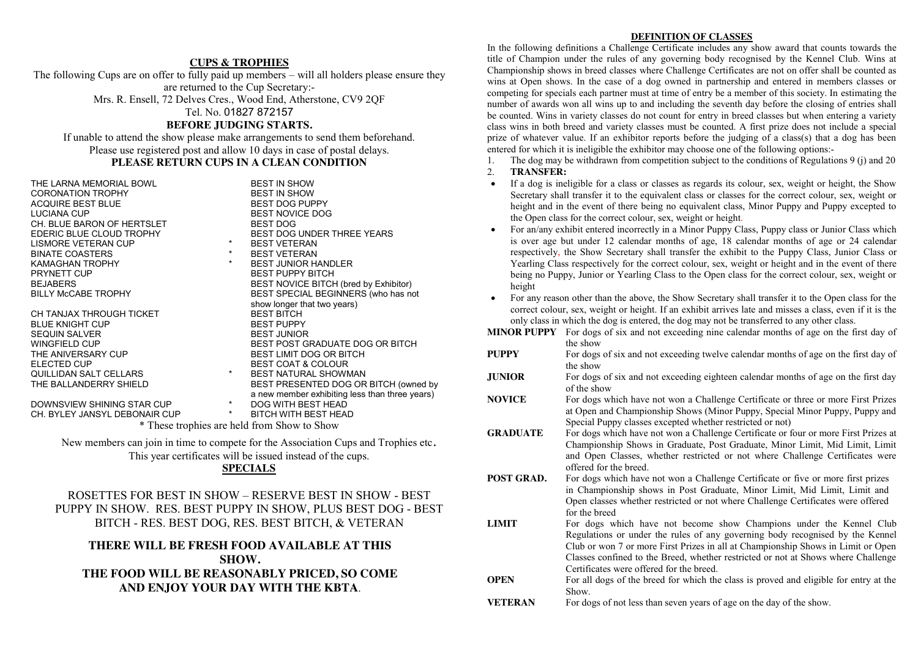## CUPS & TROPHIES

The following Cups are on offer to fully paid up members – will all holders please ensure they are returned to the Cup Secretary:-

Mrs. R. Ensell, 72 Delves Cres., Wood End, Atherstone, CV9 2QF

Tel. No. 01827 872157

**BEFORE JUDGING STARTS.**

If unable to attend the show please make arrangements to send them beforehand.
Please use registered post and allow 10 days in case of postal delays.

**PLEASE RETURN CUPS IN A CLEAN CONDITION**

| Trophy | | Award |
|---|---|---|
| THE LARNA MEMORIAL BOWL | | BEST IN SHOW |
| CORONATION TROPHY | | BEST IN SHOW |
| ACQUIRE BEST BLUE | | BEST DOG PUPPY |
| LUCIANA CUP | | BEST NOVICE DOG |
| CH. BLUE BARON OF HERTSLET | | BEST DOG |
| EDERIC BLUE CLOUD TROPHY | | BEST DOG UNDER THREE YEARS |
| LISMORE VETERAN CUP | * | BEST VETERAN |
| BINATE COASTERS | * | BEST VETERAN |
| KAMAGHAN TROPHY | * | BEST JUNIOR HANDLER |
| PRYNETT CUP | | BEST PUPPY BITCH |
| BEJABERS | | BEST NOVICE BITCH (bred by Exhibitor) |
| BILLY McCABE TROPHY | | BEST SPECIAL BEGINNERS (who has not show longer that two years) |
| CH TANJAX THROUGH TICKET | | BEST BITCH |
| BLUE KNIGHT CUP | | BEST PUPPY |
| SEQUIN SALVER | | BEST JUNIOR |
| WINGFIELD CUP | | BEST POST GRADUATE DOG OR BITCH |
| THE ANIVERSARY CUP | | BEST LIMIT DOG OR BITCH |
| ELECTED CUP | | BEST COAT & COLOUR |
| QUILLIDAN SALT CELLARS | * | BEST NATURAL SHOWMAN |
| THE BALLANDERRY SHIELD | | BEST PRESENTED DOG OR BITCH (owned by a new member exhibiting less than three years) |
| DOWNSVIEW SHINING STAR CUP | * | DOG WITH BEST HEAD |
| CH. BYLEY JANSYL DEBONAIR CUP | * | BITCH WITH BEST HEAD |

\* These trophies are held from Show to Show

New members can join in time to compete for the Association Cups and Trophies etc.
This year certificates will be issued instead of the cups.

## SPECIALS

ROSETTES FOR BEST IN SHOW – RESERVE BEST IN SHOW - BEST PUPPY IN SHOW. RES. BEST PUPPY IN SHOW, PLUS BEST DOG - BEST BITCH - RES. BEST DOG, RES. BEST BITCH, & VETERAN

**THERE WILL BE FRESH FOOD AVAILABLE AT THIS SHOW.**
**THE FOOD WILL BE REASONABLY PRICED, SO COME AND ENJOY YOUR DAY WITH THE KBTA.**

## DEFINITION OF CLASSES

In the following definitions a Challenge Certificate includes any show award that counts towards the title of Champion under the rules of any governing body recognised by the Kennel Club. Wins at Championship shows in breed classes where Challenge Certificates are not on offer shall be counted as wins at Open shows. In the case of a dog owned in partnership and entered in members classes or competing for specials each partner must at time of entry be a member of this society. In estimating the number of awards won all wins up to and including the seventh day before the closing of entries shall be counted. Wins in variety classes do not count for entry in breed classes but when entering a variety class wins in both breed and variety classes must be counted. A first prize does not include a special prize of whatever value. If an exhibitor reports before the judging of a class(s) that a dog has been entered for which it is ineligible the exhibitor may choose one of the following options:-

1. The dog may be withdrawn from competition subject to the conditions of Regulations 9 (j) and 20
2. **TRANSFER:**

- If a dog is ineligible for a class or classes as regards its colour, sex, weight or height, the Show Secretary shall transfer it to the equivalent class or classes for the correct colour, sex, weight or height and in the event of there being no equivalent class, Minor Puppy and Puppy excepted to the Open class for the correct colour, sex, weight or height.
- For an/any exhibit entered incorrectly in a Minor Puppy Class, Puppy class or Junior Class which is over age but under 12 calendar months of age, 18 calendar months of age or 24 calendar respectively, the Show Secretary shall transfer the exhibit to the Puppy Class, Junior Class or Yearling Class respectively for the correct colour, sex, weight or height and in the event of there being no Puppy, Junior or Yearling Class to the Open class for the correct colour, sex, weight or height
- For any reason other than the above, the Show Secretary shall transfer it to the Open class for the correct colour, sex, weight or height. If an exhibit arrives late and misses a class, even if it is the only class in which the dog is entered, the dog may not be transferred to any other class.

**MINOR PUPPY** For dogs of six and not exceeding nine calendar months of age on the first day of the show

**PUPPY** For dogs of six and not exceeding twelve calendar months of age on the first day of the show

**JUNIOR** For dogs of six and not exceeding eighteen calendar months of age on the first day of the show

**NOVICE** For dogs which have not won a Challenge Certificate or three or more First Prizes at Open and Championship Shows (Minor Puppy, Special Minor Puppy, Puppy and Special Puppy classes excepted whether restricted or not)

**GRADUATE** For dogs which have not won a Challenge Certificate or four or more First Prizes at Championship Shows in Graduate, Post Graduate, Minor Limit, Mid Limit, Limit and Open Classes, whether restricted or not where Challenge Certificates were offered for the breed.

**POST GRAD.** For dogs which have not won a Challenge Certificate or five or more first prizes in Championship shows in Post Graduate, Minor Limit, Mid Limit, Limit and Open classes whether restricted or not where Challenge Certificates were offered for the breed

**LIMIT** For dogs which have not become show Champions under the Kennel Club Regulations or under the rules of any governing body recognised by the Kennel Club or won 7 or more First Prizes in all at Championship Shows in Limit or Open Classes confined to the Breed, whether restricted or not at Shows where Challenge Certificates were offered for the breed.

**OPEN** For all dogs of the breed for which the class is proved and eligible for entry at the Show.

**VETERAN** For dogs of not less than seven years of age on the day of the show.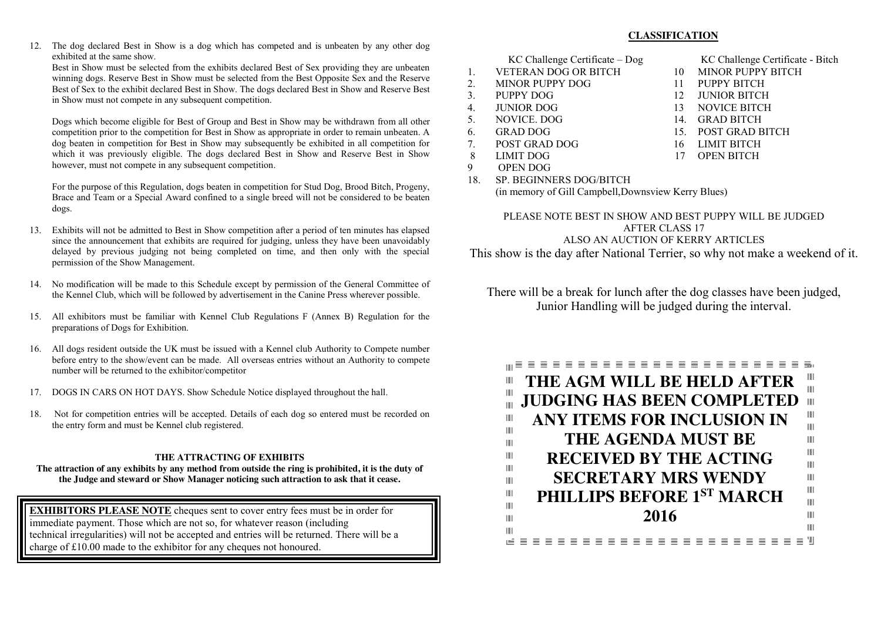12. The dog declared Best in Show is a dog which has competed and is unbeaten by any other dog exhibited at the same show.

    Best in Show must be selected from the exhibits declared Best of Sex providing they are unbeaten winning dogs. Reserve Best in Show must be selected from the Best Opposite Sex and the Reserve Best of Sex to the exhibit declared Best in Show. The dogs declared Best in Show and Reserve Best in Show must not compete in any subsequent competition.

    Dogs which become eligible for Best of Group and Best in Show may be withdrawn from all other competition prior to the competition for Best in Show as appropriate in order to remain unbeaten. A dog beaten in competition for Best in Show may subsequently be exhibited in all competition for which it was previously eligible. The dogs declared Best in Show and Reserve Best in Show however, must not compete in any subsequent competition.

    For the purpose of this Regulation, dogs beaten in competition for Stud Dog, Brood Bitch, Progeny, Brace and Team or a Special Award confined to a single breed will not be considered to be beaten dogs.

13. Exhibits will not be admitted to Best in Show competition after a period of ten minutes has elapsed since the announcement that exhibits are required for judging, unless they have been unavoidably delayed by previous judging not being completed on time, and then only with the special permission of the Show Management.

14. No modification will be made to this Schedule except by permission of the General Committee of the Kennel Club, which will be followed by advertisement in the Canine Press wherever possible.

15. All exhibitors must be familiar with Kennel Club Regulations F (Annex B) Regulation for the preparations of Dogs for Exhibition.

16. All dogs resident outside the UK must be issued with a Kennel club Authority to Compete number before entry to the show/event can be made. All overseas entries without an Authority to compete number will be returned to the exhibitor/competitor

17. DOGS IN CARS ON HOT DAYS. Show Schedule Notice displayed throughout the hall.

18. Not for competition entries will be accepted. Details of each dog so entered must be recorded on the entry form and must be Kennel club registered.

**THE ATTRACTING OF EXHIBITS**

**The attraction of any exhibits by any method from outside the ring is prohibited, it is the duty of the Judge and steward or Show Manager noticing such attraction to ask that it cease.**

**EXHIBITORS PLEASE NOTE** cheques sent to cover entry fees must be in order for immediate payment. Those which are not so, for whatever reason (including technical irregularities) will not be accepted and entries will be returned. There will be a charge of £10.00 made to the exhibitor for any cheques not honoured.

## CLASSIFICATION

| KC Challenge Certificate – Dog | KC Challenge Certificate - Bitch |
|---|---|
| 1. VETERAN DOG OR BITCH | 10 MINOR PUPPY BITCH |
| 2. MINOR PUPPY DOG | 11 PUPPY BITCH |
| 3. PUPPY DOG | 12 JUNIOR BITCH |
| 4. JUNIOR DOG | 13 NOVICE BITCH |
| 5. NOVICE. DOG | 14. GRAD BITCH |
| 6. GRAD DOG | 15. POST GRAD BITCH |
| 7. POST GRAD DOG | 16 LIMIT BITCH |
| 8 LIMIT DOG | 17 OPEN BITCH |
| 9 OPEN DOG | |

18. SP. BEGINNERS DOG/BITCH
    (in memory of Gill Campbell,Downsview Kerry Blues)

PLEASE NOTE BEST IN SHOW AND BEST PUPPY WILL BE JUDGED AFTER CLASS 17
ALSO AN AUCTION OF KERRY ARTICLES

This show is the day after National Terrier, so why not make a weekend of it.

There will be a break for lunch after the dog classes have been judged, Junior Handling will be judged during the interval.

**THE AGM WILL BE HELD AFTER JUDGING HAS BEEN COMPLETED ANY ITEMS FOR INCLUSION IN THE AGENDA MUST BE RECEIVED BY THE ACTING SECRETARY MRS WENDY PHILLIPS BEFORE 1ST MARCH 2016**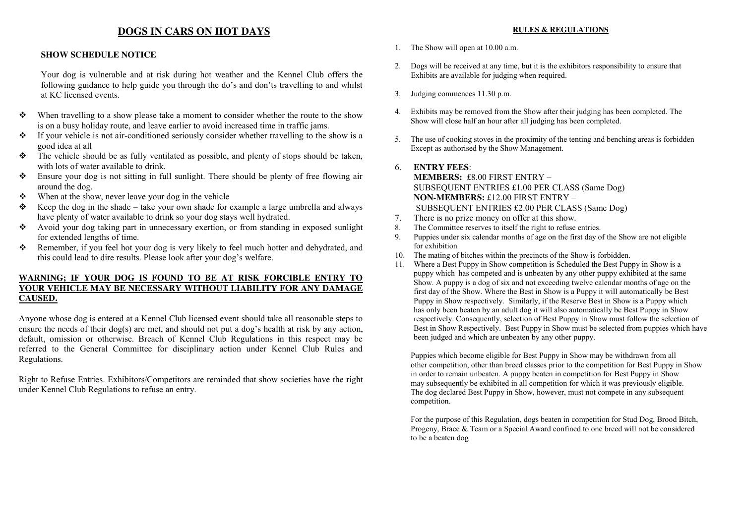# DOGS IN CARS ON HOT DAYS

**SHOW SCHEDULE NOTICE**

Your dog is vulnerable and at risk during hot weather and the Kennel Club offers the following guidance to help guide you through the do's and don'ts travelling to and whilst at KC licensed events.

- When travelling to a show please take a moment to consider whether the route to the show is on a busy holiday route, and leave earlier to avoid increased time in traffic jams.
- If your vehicle is not air-conditioned seriously consider whether travelling to the show is a good idea at all
- The vehicle should be as fully ventilated as possible, and plenty of stops should be taken, with lots of water available to drink.
- Ensure your dog is not sitting in full sunlight. There should be plenty of free flowing air around the dog.
- When at the show, never leave your dog in the vehicle
- Keep the dog in the shade – take your own shade for example a large umbrella and always have plenty of water available to drink so your dog stays well hydrated.
- Avoid your dog taking part in unnecessary exertion, or from standing in exposed sunlight for extended lengths of time.
- Remember, if you feel hot your dog is very likely to feel much hotter and dehydrated, and this could lead to dire results. Please look after your dog's welfare.

**WARNING; IF YOUR DOG IS FOUND TO BE AT RISK FORCIBLE ENTRY TO YOUR VEHICLE MAY BE NECESSARY WITHOUT LIABILITY FOR ANY DAMAGE CAUSED.**

Anyone whose dog is entered at a Kennel Club licensed event should take all reasonable steps to ensure the needs of their dog(s) are met, and should not put a dog's health at risk by any action, default, omission or otherwise. Breach of Kennel Club Regulations in this respect may be referred to the General Committee for disciplinary action under Kennel Club Rules and Regulations.

Right to Refuse Entries. Exhibitors/Competitors are reminded that show societies have the right under Kennel Club Regulations to refuse an entry.

## RULES & REGULATIONS

1. The Show will open at 10.00 a.m.
2. Dogs will be received at any time, but it is the exhibitors responsibility to ensure that Exhibits are available for judging when required.
3. Judging commences 11.30 p.m.
4. Exhibits may be removed from the Show after their judging has been completed. The Show will close half an hour after all judging has been completed.
5. The use of cooking stoves in the proximity of the tenting and benching areas is forbidden Except as authorised by the Show Management.
6. **ENTRY FEES**:
   **MEMBERS:** £8.00 FIRST ENTRY –
   SUBSEQUENT ENTRIES £1.00 PER CLASS (Same Dog)
   **NON-MEMBERS:** £12.00 FIRST ENTRY –
   SUBSEQUENT ENTRIES £2.00 PER CLASS (Same Dog)
7. There is no prize money on offer at this show.
8. The Committee reserves to itself the right to refuse entries.
9. Puppies under six calendar months of age on the first day of the Show are not eligible for exhibition
10. The mating of bitches within the precincts of the Show is forbidden.
11. Where a Best Puppy in Show competition is Scheduled the Best Puppy in Show is a puppy which has competed and is unbeaten by any other puppy exhibited at the same Show. A puppy is a dog of six and not exceeding twelve calendar months of age on the first day of the Show. Where the Best in Show is a Puppy it will automatically be Best Puppy in Show respectively. Similarly, if the Reserve Best in Show is a Puppy which has only been beaten by an adult dog it will also automatically be Best Puppy in Show respectively. Consequently, selection of Best Puppy in Show must follow the selection of Best in Show Respectively. Best Puppy in Show must be selected from puppies which have been judged and which are unbeaten by any other puppy.

    Puppies which become eligible for Best Puppy in Show may be withdrawn from all other competition, other than breed classes prior to the competition for Best Puppy in Show in order to remain unbeaten. A puppy beaten in competition for Best Puppy in Show may subsequently be exhibited in all competition for which it was previously eligible. The dog declared Best Puppy in Show, however, must not compete in any subsequent competition.

    For the purpose of this Regulation, dogs beaten in competition for Stud Dog, Brood Bitch, Progeny, Brace & Team or a Special Award confined to one breed will not be considered to be a beaten dog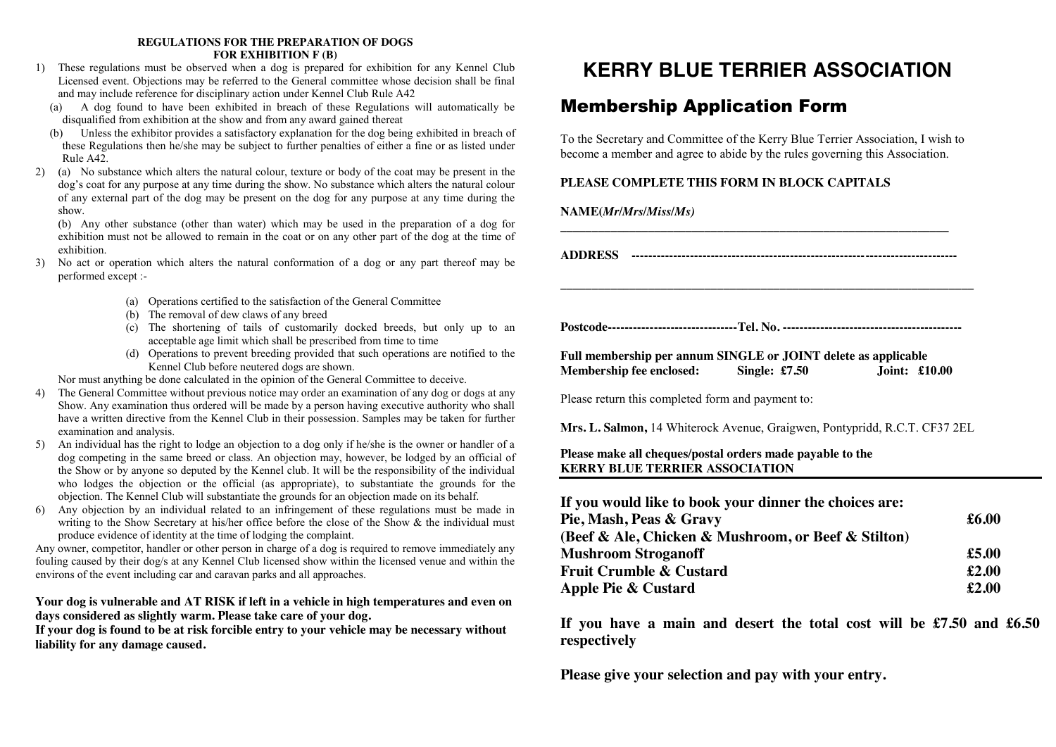**REGULATIONS FOR THE PREPARATION OF DOGS FOR EXHIBITION F (B)**

1) These regulations must be observed when a dog is prepared for exhibition for any Kennel Club Licensed event. Objections may be referred to the General committee whose decision shall be final and may include reference for disciplinary action under Kennel Club Rule A42
   (a) A dog found to have been exhibited in breach of these Regulations will automatically be disqualified from exhibition at the show and from any award gained thereat
   (b) Unless the exhibitor provides a satisfactory explanation for the dog being exhibited in breach of these Regulations then he/she may be subject to further penalties of either a fine or as listed under Rule A42.
2) (a) No substance which alters the natural colour, texture or body of the coat may be present in the dog's coat for any purpose at any time during the show. No substance which alters the natural colour of any external part of the dog may be present on the dog for any purpose at any time during the show.
   (b) Any other substance (other than water) which may be used in the preparation of a dog for exhibition must not be allowed to remain in the coat or on any other part of the dog at the time of exhibition.
3) No act or operation which alters the natural conformation of a dog or any part thereof may be performed except :-
   (a) Operations certified to the satisfaction of the General Committee
   (b) The removal of dew claws of any breed
   (c) The shortening of tails of customarily docked breeds, but only up to an acceptable age limit which shall be prescribed from time to time
   (d) Operations to prevent breeding provided that such operations are notified to the Kennel Club before neutered dogs are shown.

   Nor must anything be done calculated in the opinion of the General Committee to deceive.
4) The General Committee without previous notice may order an examination of any dog or dogs at any Show. Any examination thus ordered will be made by a person having executive authority who shall have a written directive from the Kennel Club in their possession. Samples may be taken for further examination and analysis.
5) An individual has the right to lodge an objection to a dog only if he/she is the owner or handler of a dog competing in the same breed or class. An objection may, however, be lodged by an official of the Show or by anyone so deputed by the Kennel club. It will be the responsibility of the individual who lodges the objection or the official (as appropriate), to substantiate the grounds for the objection. The Kennel Club will substantiate the grounds for an objection made on its behalf.
6) Any objection by an individual related to an infringement of these regulations must be made in writing to the Show Secretary at his/her office before the close of the Show & the individual must produce evidence of identity at the time of lodging the complaint.

Any owner, competitor, handler or other person in charge of a dog is required to remove immediately any fouling caused by their dog/s at any Kennel Club licensed show within the licensed venue and within the environs of the event including car and caravan parks and all approaches.

**Your dog is vulnerable and AT RISK if left in a vehicle in high temperatures and even on days considered as slightly warm. Please take care of your dog.**
**If your dog is found to be at risk forcible entry to your vehicle may be necessary without liability for any damage caused.**

# KERRY BLUE TERRIER ASSOCIATION

## Membership Application Form

To the Secretary and Committee of the Kerry Blue Terrier Association, I wish to become a member and agree to abide by the rules governing this Association.

**PLEASE COMPLETE THIS FORM IN BLOCK CAPITALS**

**NAME(*Mr/Mrs/Miss/Ms*)** ____________________________________________

**ADDRESS** ----------------------------------------------------------------------------

____________________________________________

**Postcode**------------------------------**Tel. No.** -------------------------------------------

**Full membership per annum SINGLE or JOINT delete as applicable**
**Membership fee enclosed: Single: £7.50 Joint: £10.00**

Please return this completed form and payment to:

**Mrs. L. Salmon,** 14 Whiterock Avenue, Graigwen, Pontypridd, R.C.T. CF37 2EL

**Please make all cheques/postal orders made payable to the KERRY BLUE TERRIER ASSOCIATION**

---

**If you would like to book your dinner the choices are:**

| | |
|---|---|
| **Pie, Mash, Peas & Gravy (Beef & Ale, Chicken & Mushroom, or Beef & Stilton)** | **£6.00** |
| **Mushroom Stroganoff** | **£5.00** |
| **Fruit Crumble & Custard** | **£2.00** |
| **Apple Pie & Custard** | **£2.00** |

**If you have a main and desert the total cost will be £7.50 and £6.50 respectively**

**Please give your selection and pay with your entry.**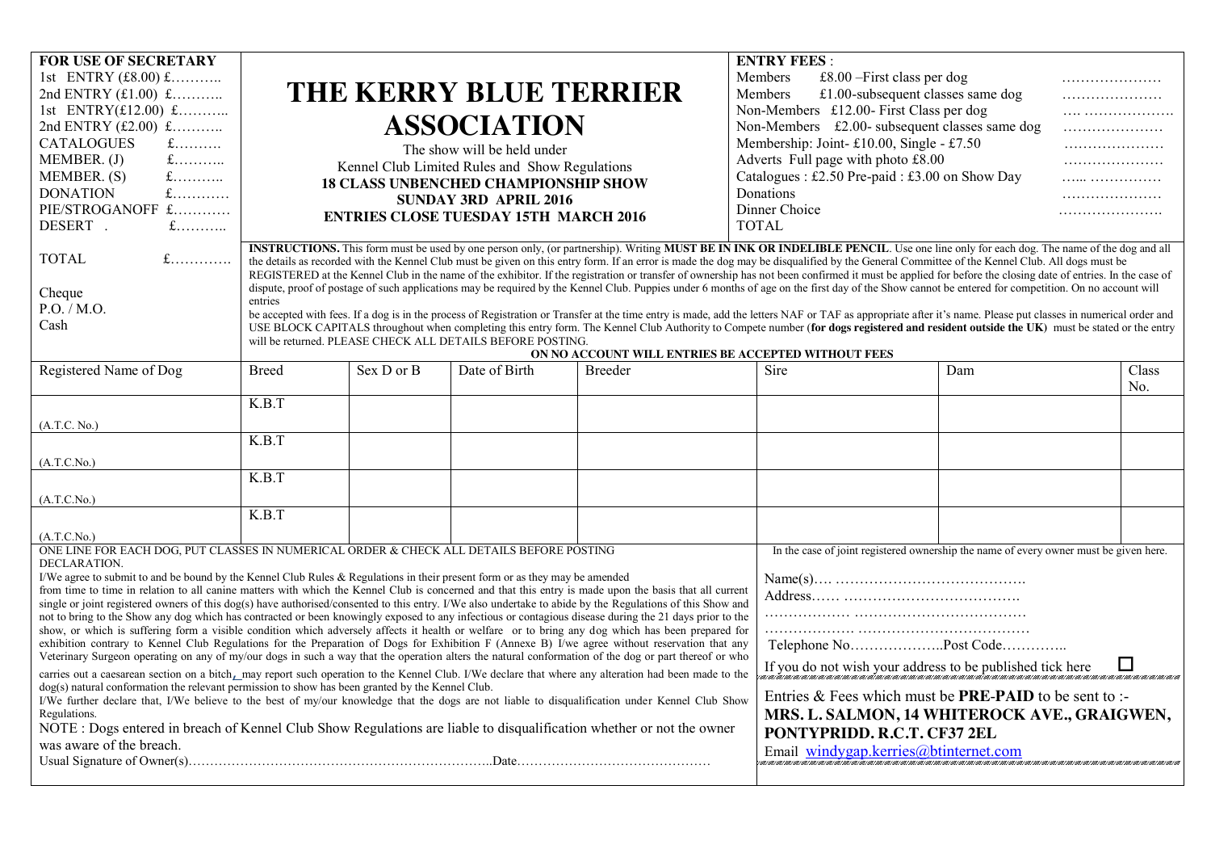| FOR USE OF SECRETARY | |
|---|---|
| 1st ENTRY (£8.00) £……….. | |
| 2nd ENTRY (£1.00) £……….. | |
| 1st ENTRY(£12.00) £……….. | |
| 2nd ENTRY (£2.00) £……….. | |
| CATALOGUES | £………. |
| MEMBER. (J) | £……….. |
| MEMBER. (S) | £……….. |
| DONATION | £………… |
| PIE/STROGANOFF | £………… |
| DESERT . | £……….. |
| TOTAL | £………… |

Cheque
P.O. / M.O.
Cash

# THE KERRY BLUE TERRIER ASSOCIATION

The show will be held under
Kennel Club Limited Rules and Show Regulations

**18 CLASS UNBENCHED CHAMPIONSHIP SHOW**

**SUNDAY 3RD APRIL 2016**

**ENTRIES CLOSE TUESDAY 15TH MARCH 2016**

**ENTRY FEES** :

| | |
|---|---|
| Members £8.00 –First class per dog | ………………… |
| Members £1.00-subsequent classes same dog | ………………… |
| Non-Members £12.00- First Class per dog | …. ………………. |
| Non-Members £2.00- subsequent classes same dog | ………………… |
| Membership: Joint- £10.00, Single - £7.50 | ………………… |
| Adverts Full page with photo £8.00 | ………………… |
| Catalogues : £2.50 Pre-paid : £3.00 on Show Day | …... …………… |
| Donations | ………………… |
| Dinner Choice | …………………. |
| TOTAL | |

**INSTRUCTIONS.** This form must be used by one person only, (or partnership). Writing **MUST BE IN INK OR INDELIBLE PENCIL**. Use one line only for each dog. The name of the dog and all the details as recorded with the Kennel Club must be given on this entry form. If an error is made the dog may be disqualified by the General Committee of the Kennel Club. All dogs must be REGISTERED at the Kennel Club in the name of the exhibitor. If the registration or transfer of ownership has not been confirmed it must be applied for before the closing date of entries. In the case of dispute, proof of postage of such applications may be required by the Kennel Club. Puppies under 6 months of age on the first day of the Show cannot be entered for competition. On no account will entries be accepted with fees. If a dog is in the process of Registration or Transfer at the time entry is made, add the letters NAF or TAF as appropriate after it's name. Please put classes in numerical order and USE BLOCK CAPITALS throughout when completing this entry form. The Kennel Club Authority to Compete number (**for dogs registered and resident outside the UK**) must be stated or the entry will be returned. PLEASE CHECK ALL DETAILS BEFORE POSTING.

**ON NO ACCOUNT WILL ENTRIES BE ACCEPTED WITHOUT FEES**

| Registered Name of Dog | Breed | Sex D or B | Date of Birth | Breeder | Sire | Dam | Class No. |
|---|---|---|---|---|---|---|---|
| (A.T.C. No.) | K.B.T | | | | | | |
| (A.T.C.No.) | K.B.T | | | | | | |
| (A.T.C.No.) | K.B.T | | | | | | |
| (A.T.C.No.) | K.B.T | | | | | | |

ONE LINE FOR EACH DOG, PUT CLASSES IN NUMERICAL ORDER & CHECK ALL DETAILS BEFORE POSTING

DECLARATION.

I/We agree to submit to and be bound by the Kennel Club Rules & Regulations in their present form or as they may be amended from time to time in relation to all canine matters with which the Kennel Club is concerned and that this entry is made upon the basis that all current single or joint registered owners of this dog(s) have authorised/consented to this entry. I/We also undertake to abide by the Regulations of this Show and not to bring to the Show any dog which has contracted or been knowingly exposed to any infectious or contagious disease during the 21 days prior to the show, or which is suffering form a visible condition which adversely affects it health or welfare or to bring any dog which has been prepared for exhibition contrary to Kennel Club Regulations for the Preparation of Dogs for Exhibition F (Annexe B) I/we agree without reservation that any Veterinary Surgeon operating on any of my/our dogs in such a way that the operation alters the natural conformation of the dog or part thereof or who carries out a caesarean section on a bitch, may report such operation to the Kennel Club. I/We declare that where any alteration had been made to the dog(s) natural conformation the relevant permission to show has been granted by the Kennel Club.

I/We further declare that, I/We believe to the best of my/our knowledge that the dogs are not liable to disqualification under Kennel Club Show Regulations.

NOTE : Dogs entered in breach of Kennel Club Show Regulations are liable to disqualification whether or not the owner was aware of the breach.

Usual Signature of Owner(s)…………………………………………………………..Date………………………………………

In the case of joint registered ownership the name of every owner must be given here.

Name(s)…. ………………………………….

Address…… ……………………………….

…………….. ……………………………..

……………… ……………………………

Telephone No………………..Post Code…………..

If you do not wish your address to be published tick here ☐

Entries & Fees which must be **PRE-PAID** to be sent to :-

**MRS. L. SALMON, 14 WHITEROCK AVE., GRAIGWEN, PONTYPRIDD. R.C.T. CF37 2EL**

Email windygap.kerries@btinternet.com